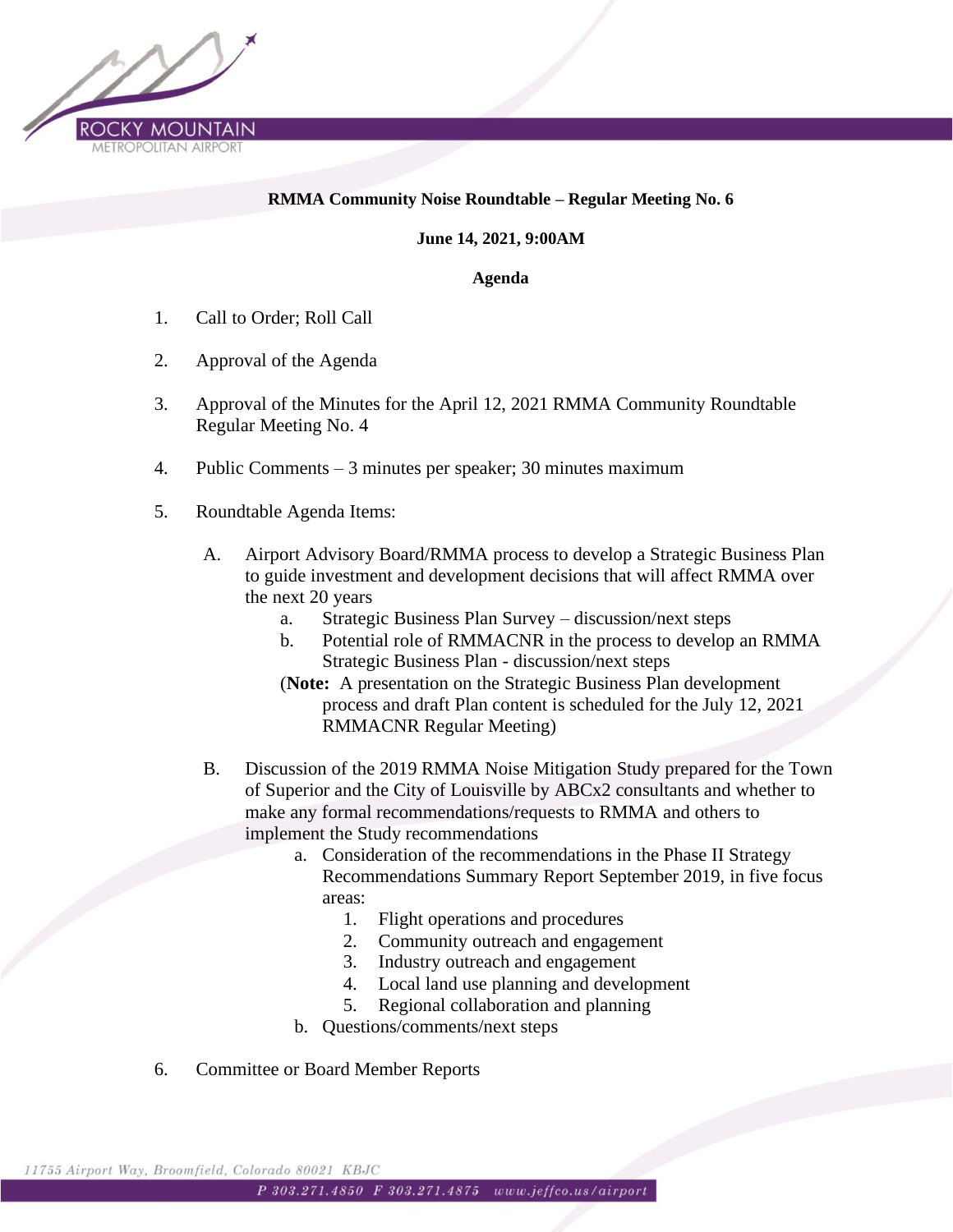**RMMA Community Noise Roundtable – Regular Meeting No. 6**

**June 14, 2021, 9:00AM**

**Agenda**

1. Call to Order; Roll Call

2. Approval of the Agenda

3. Approval of the Minutes for the April 12, 2021 RMMA Community Roundtable Regular Meeting No. 4

4. Public Comments – 3 minutes per speaker; 30 minutes maximum

5. Roundtable Agenda Items:

   A. Airport Advisory Board/RMMA process to develop a Strategic Business Plan to guide investment and development decisions that will affect RMMA over the next 20 years
      a. Strategic Business Plan Survey – discussion/next steps
      b. Potential role of RMMACNR in the process to develop an RMMA Strategic Business Plan - discussion/next steps

      (**Note:** A presentation on the Strategic Business Plan development process and draft Plan content is scheduled for the July 12, 2021 RMMACNR Regular Meeting)

   B. Discussion of the 2019 RMMA Noise Mitigation Study prepared for the Town of Superior and the City of Louisville by ABCx2 consultants and whether to make any formal recommendations/requests to RMMA and others to implement the Study recommendations
      a. Consideration of the recommendations in the Phase II Strategy Recommendations Summary Report September 2019, in five focus areas:
         1. Flight operations and procedures
         2. Community outreach and engagement
         3. Industry outreach and engagement
         4. Local land use planning and development
         5. Regional collaboration and planning
      b. Questions/comments/next steps

6. Committee or Board Member Reports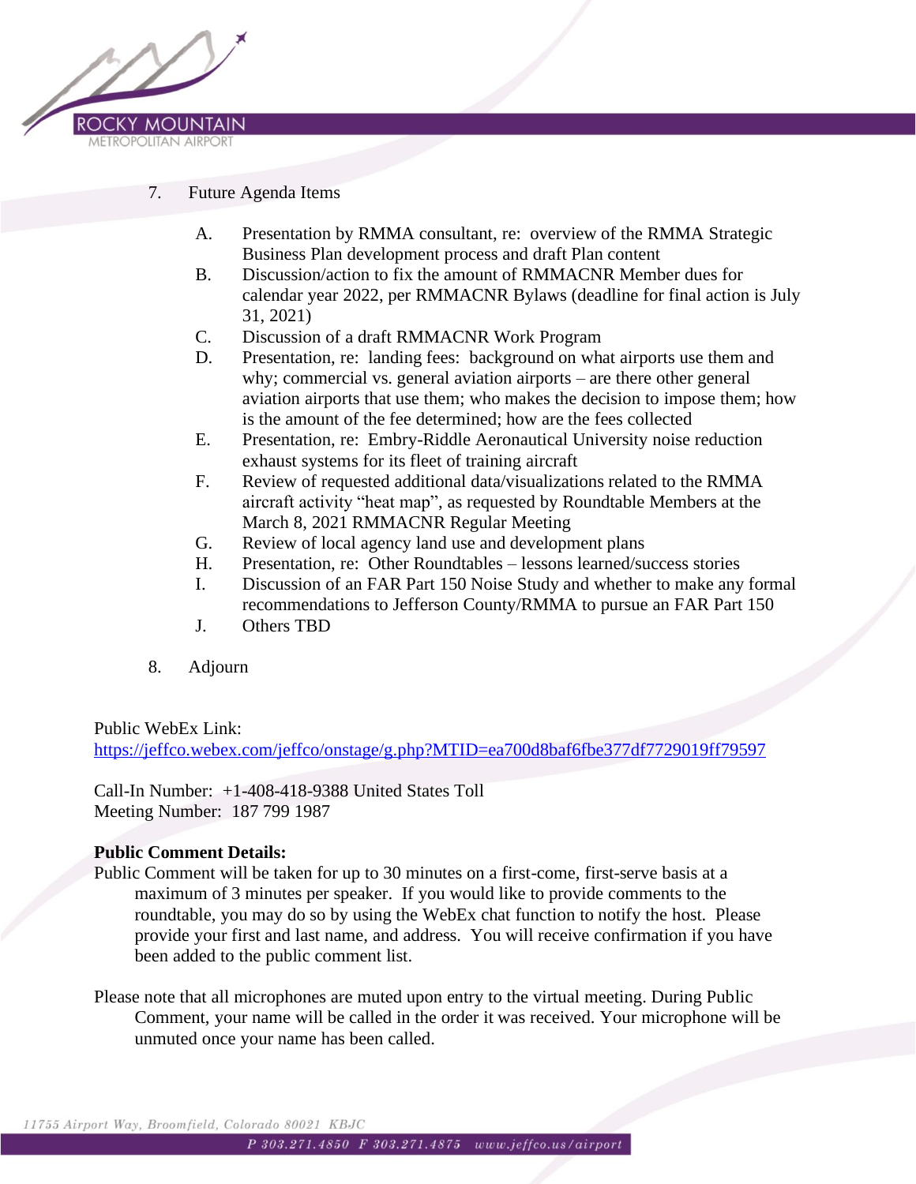7. Future Agenda Items

   A. Presentation by RMMA consultant, re: overview of the RMMA Strategic Business Plan development process and draft Plan content
   B. Discussion/action to fix the amount of RMMACNR Member dues for calendar year 2022, per RMMACNR Bylaws (deadline for final action is July 31, 2021)
   C. Discussion of a draft RMMACNR Work Program
   D. Presentation, re: landing fees: background on what airports use them and why; commercial vs. general aviation airports – are there other general aviation airports that use them; who makes the decision to impose them; how is the amount of the fee determined; how are the fees collected
   E. Presentation, re: Embry-Riddle Aeronautical University noise reduction exhaust systems for its fleet of training aircraft
   F. Review of requested additional data/visualizations related to the RMMA aircraft activity "heat map", as requested by Roundtable Members at the March 8, 2021 RMMACNR Regular Meeting
   G. Review of local agency land use and development plans
   H. Presentation, re: Other Roundtables – lessons learned/success stories
   I. Discussion of an FAR Part 150 Noise Study and whether to make any formal recommendations to Jefferson County/RMMA to pursue an FAR Part 150
   J. Others TBD

8. Adjourn

Public WebEx Link:
https://jeffco.webex.com/jeffco/onstage/g.php?MTID=ea700d8baf6fbe377df7729019ff79597

Call-In Number: +1-408-418-9388 United States Toll
Meeting Number: 187 799 1987

**Public Comment Details:**
Public Comment will be taken for up to 30 minutes on a first-come, first-serve basis at a maximum of 3 minutes per speaker. If you would like to provide comments to the roundtable, you may do so by using the WebEx chat function to notify the host. Please provide your first and last name, and address. You will receive confirmation if you have been added to the public comment list.

Please note that all microphones are muted upon entry to the virtual meeting. During Public Comment, your name will be called in the order it was received. Your microphone will be unmuted once your name has been called.